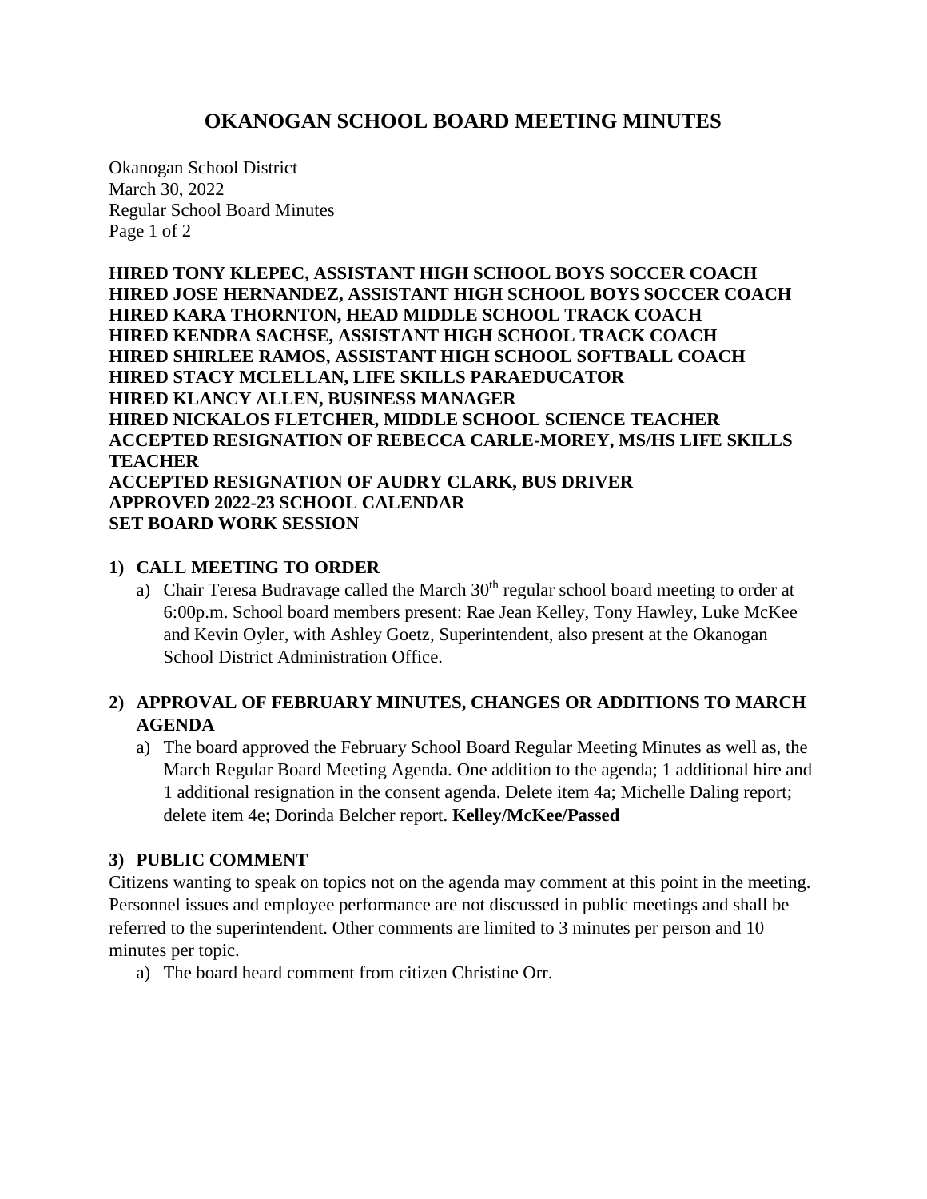# OKANOGAN SCHOOL BOARD MEETING MINUTES

Okanogan School District
March 30, 2022
Regular School Board Minutes

**HIRED TONY KLEPEC, ASSISTANT HIGH SCHOOL BOYS SOCCER COACH**
**HIRED JOSE HERNANDEZ, ASSISTANT HIGH SCHOOL BOYS SOCCER COACH**
**HIRED KARA THORNTON, HEAD MIDDLE SCHOOL TRACK COACH**
**HIRED KENDRA SACHSE, ASSISTANT HIGH SCHOOL TRACK COACH**
**HIRED SHIRLEE RAMOS, ASSISTANT HIGH SCHOOL SOFTBALL COACH**
**HIRED STACY MCLELLAN, LIFE SKILLS PARAEDUCATOR**
**HIRED KLANCY ALLEN, BUSINESS MANAGER**
**HIRED NICKALOS FLETCHER, MIDDLE SCHOOL SCIENCE TEACHER**
**ACCEPTED RESIGNATION OF REBECCA CARLE-MOREY, MS/HS LIFE SKILLS TEACHER**
**ACCEPTED RESIGNATION OF AUDRY CLARK, BUS DRIVER**
**APPROVED 2022-23 SCHOOL CALENDAR**
**SET BOARD WORK SESSION**

## 1) CALL MEETING TO ORDER

a) Chair Teresa Budravage called the March 30th regular school board meeting to order at 6:00p.m. School board members present: Rae Jean Kelley, Tony Hawley, Luke McKee and Kevin Oyler, with Ashley Goetz, Superintendent, also present at the Okanogan School District Administration Office.

## 2) APPROVAL OF FEBRUARY MINUTES, CHANGES OR ADDITIONS TO MARCH AGENDA

a) The board approved the February School Board Regular Meeting Minutes as well as, the March Regular Board Meeting Agenda. One addition to the agenda; 1 additional hire and 1 additional resignation in the consent agenda. Delete item 4a; Michelle Daling report; delete item 4e; Dorinda Belcher report. **Kelley/McKee/Passed**

## 3) PUBLIC COMMENT

Citizens wanting to speak on topics not on the agenda may comment at this point in the meeting. Personnel issues and employee performance are not discussed in public meetings and shall be referred to the superintendent. Other comments are limited to 3 minutes per person and 10 minutes per topic.

a) The board heard comment from citizen Christine Orr.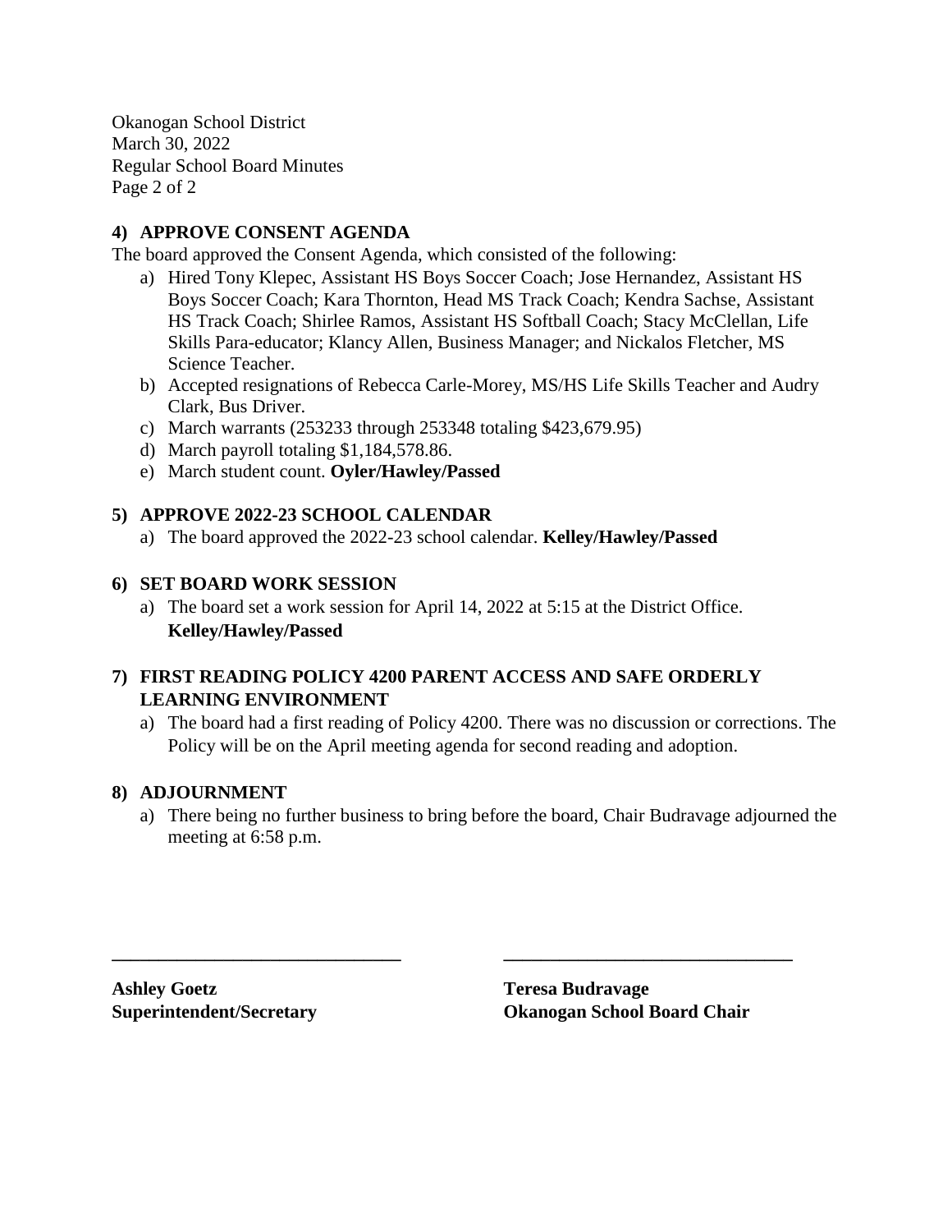**4) APPROVE CONSENT AGENDA**

The board approved the Consent Agenda, which consisted of the following:

a) Hired Tony Klepec, Assistant HS Boys Soccer Coach; Jose Hernandez, Assistant HS Boys Soccer Coach; Kara Thornton, Head MS Track Coach; Kendra Sachse, Assistant HS Track Coach; Shirlee Ramos, Assistant HS Softball Coach; Stacy McClellan, Life Skills Para-educator; Klancy Allen, Business Manager; and Nickalos Fletcher, MS Science Teacher.
b) Accepted resignations of Rebecca Carle-Morey, MS/HS Life Skills Teacher and Audry Clark, Bus Driver.
c) March warrants (253233 through 253348 totaling $423,679.95)
d) March payroll totaling $1,184,578.86.
e) March student count. **Oyler/Hawley/Passed**

**5) APPROVE 2022-23 SCHOOL CALENDAR**

a) The board approved the 2022-23 school calendar. **Kelley/Hawley/Passed**

**6) SET BOARD WORK SESSION**

a) The board set a work session for April 14, 2022 at 5:15 at the District Office. **Kelley/Hawley/Passed**

**7) FIRST READING POLICY 4200 PARENT ACCESS AND SAFE ORDERLY LEARNING ENVIRONMENT**

a) The board had a first reading of Policy 4200. There was no discussion or corrections. The Policy will be on the April meeting agenda for second reading and adoption.

**8) ADJOURNMENT**

a) There being no further business to bring before the board, Chair Budravage adjourned the meeting at 6:58 p.m.

______________________________ ______________________________

**Ashley Goetz**
**Superintendent/Secretary**

**Teresa Budravage**
**Okanogan School Board Chair**